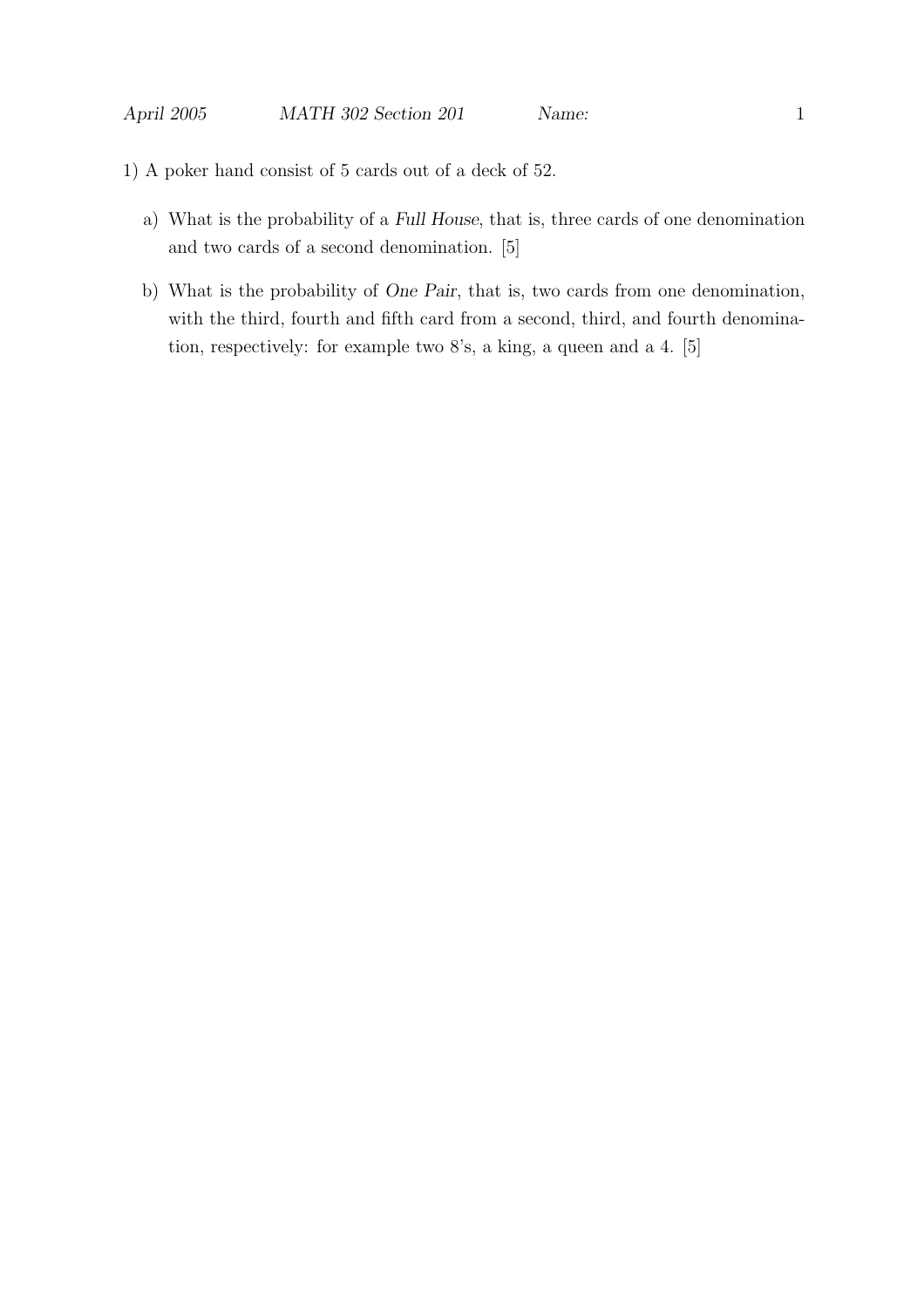1) A poker hand consist of 5 cards out of a deck of 52.

a) What is the probability of a *Full House*, that is, three cards of one denomination and two cards of a second denomination. [5]

b) What is the probability of *One Pair*, that is, two cards from one denomination, with the third, fourth and fifth card from a second, third, and fourth denomination, respectively: for example two 8's, a king, a queen and a 4. [5]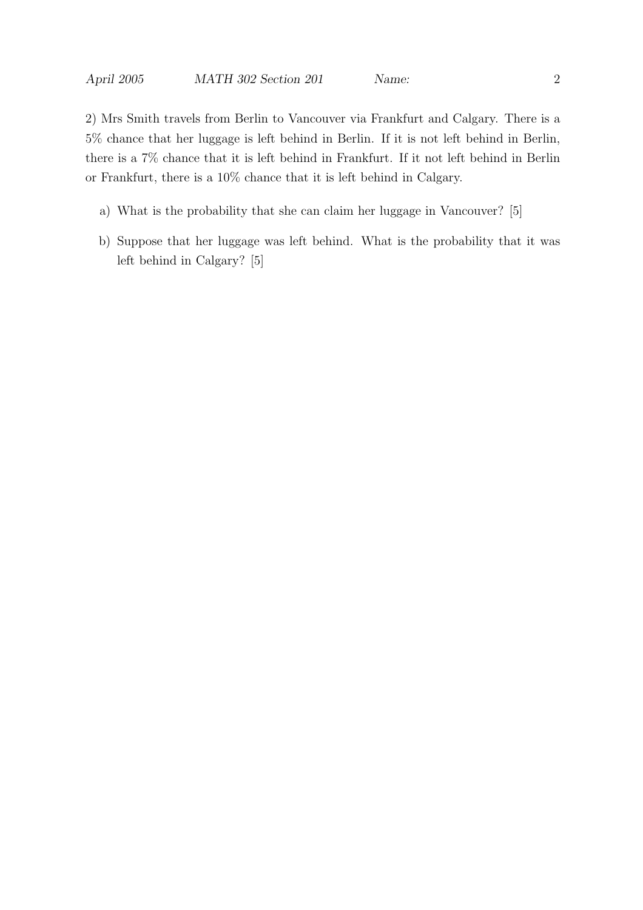2) Mrs Smith travels from Berlin to Vancouver via Frankfurt and Calgary. There is a 5% chance that her luggage is left behind in Berlin. If it is not left behind in Berlin, there is a 7% chance that it is left behind in Frankfurt. If it not left behind in Berlin or Frankfurt, there is a 10% chance that it is left behind in Calgary.

a) What is the probability that she can claim her luggage in Vancouver? [5]

b) Suppose that her luggage was left behind. What is the probability that it was left behind in Calgary? [5]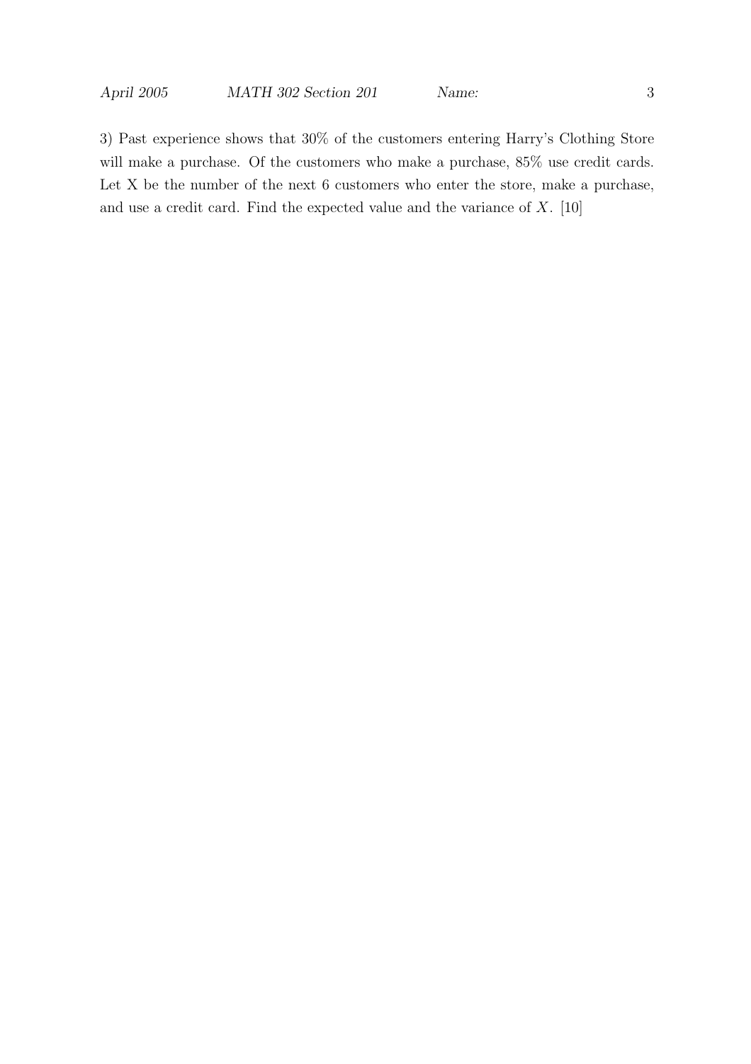3) Past experience shows that 30% of the customers entering Harry's Clothing Store will make a purchase. Of the customers who make a purchase, 85% use credit cards. Let X be the number of the next 6 customers who enter the store, make a purchase, and use a credit card. Find the expected value and the variance of $X$. [10]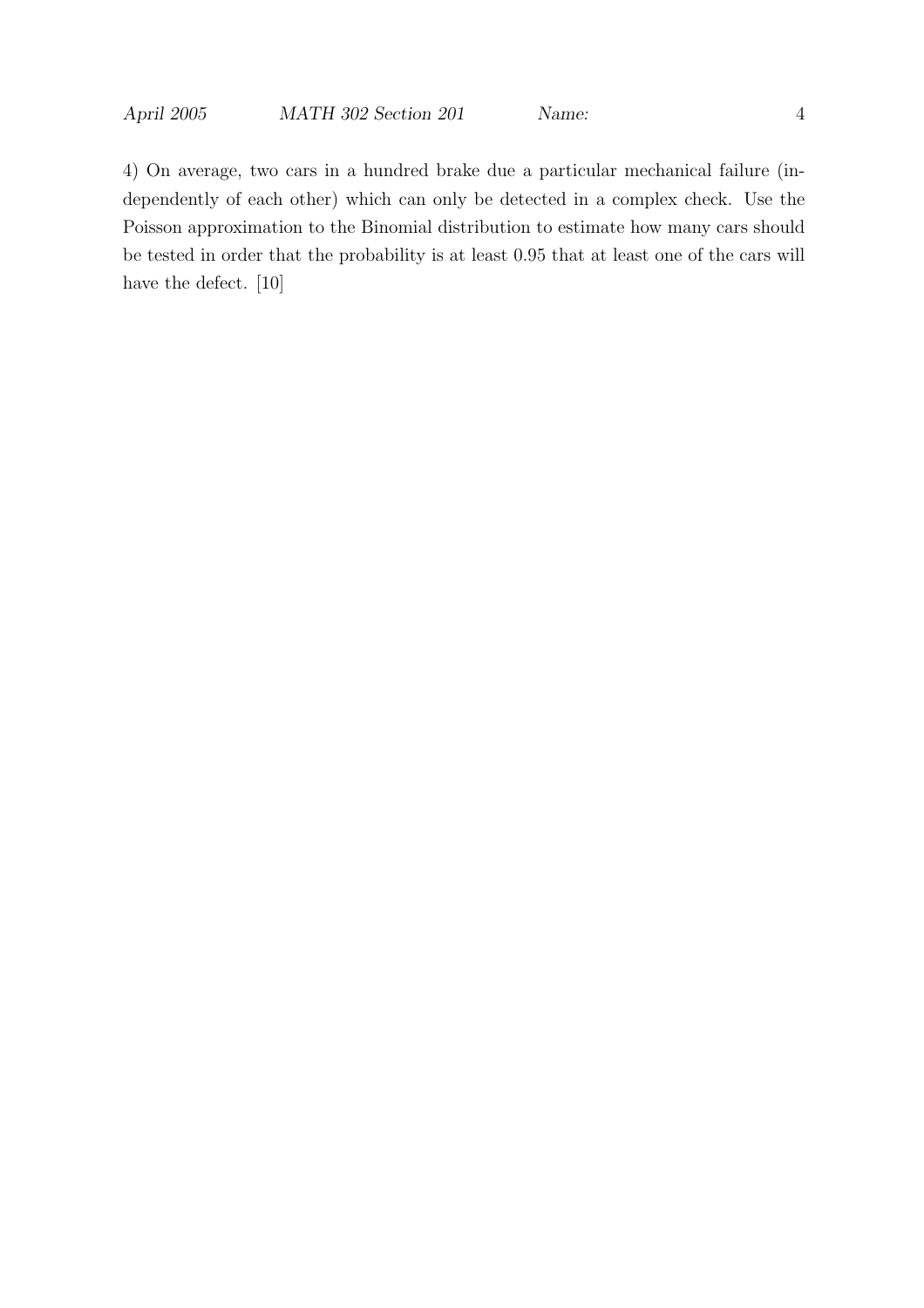4) On average, two cars in a hundred brake due a particular mechanical failure (independently of each other) which can only be detected in a complex check. Use the Poisson approximation to the Binomial distribution to estimate how many cars should be tested in order that the probability is at least 0.95 that at least one of the cars will have the defect. [10]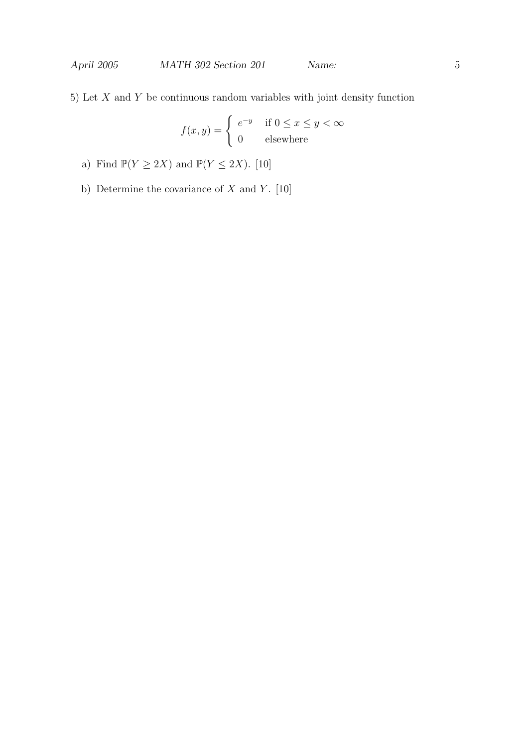5) Let $X$ and $Y$ be continuous random variables with joint density function

$$f(x,y) = \begin{cases} e^{-y} & \text{if } 0 \leq x \leq y < \infty \\ 0 & \text{elsewhere} \end{cases}$$

a) Find $\mathbb{P}(Y \geq 2X)$ and $\mathbb{P}(Y \leq 2X)$. [10]

b) Determine the covariance of $X$ and $Y$. [10]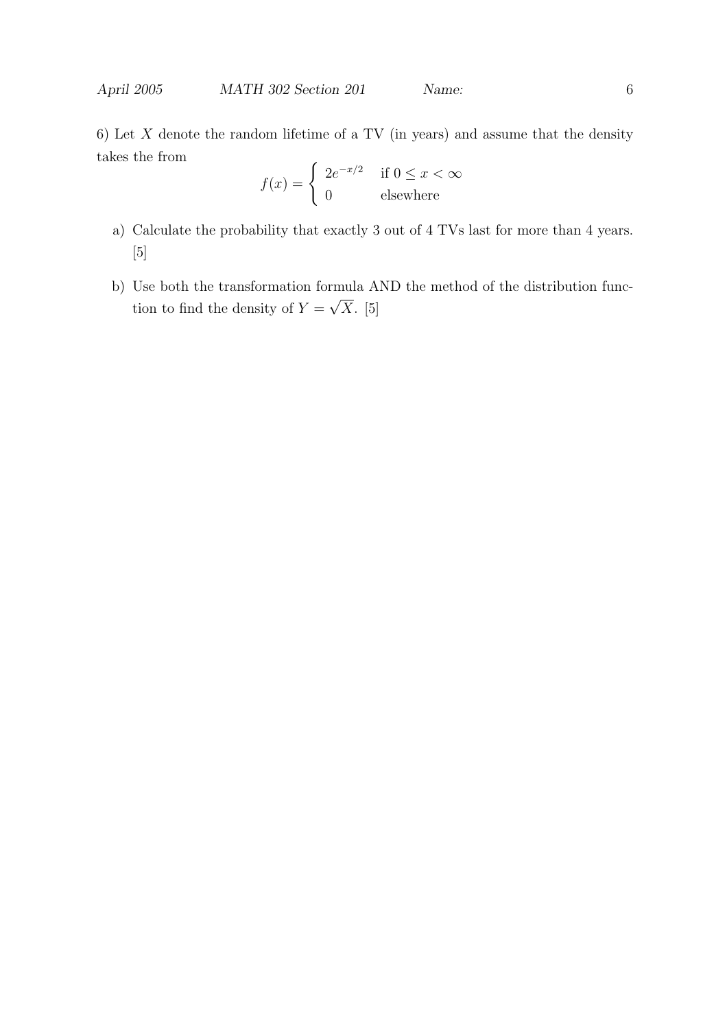6) Let $X$ denote the random lifetime of a TV (in years) and assume that the density takes the from

$$f(x) = \begin{cases} 2e^{-x/2} & \text{if } 0 \leq x < \infty \\ 0 & \text{elsewhere} \end{cases}$$

a) Calculate the probability that exactly 3 out of 4 TVs last for more than 4 years. [5]

b) Use both the transformation formula AND the method of the distribution function to find the density of $Y = \sqrt{X}$. [5]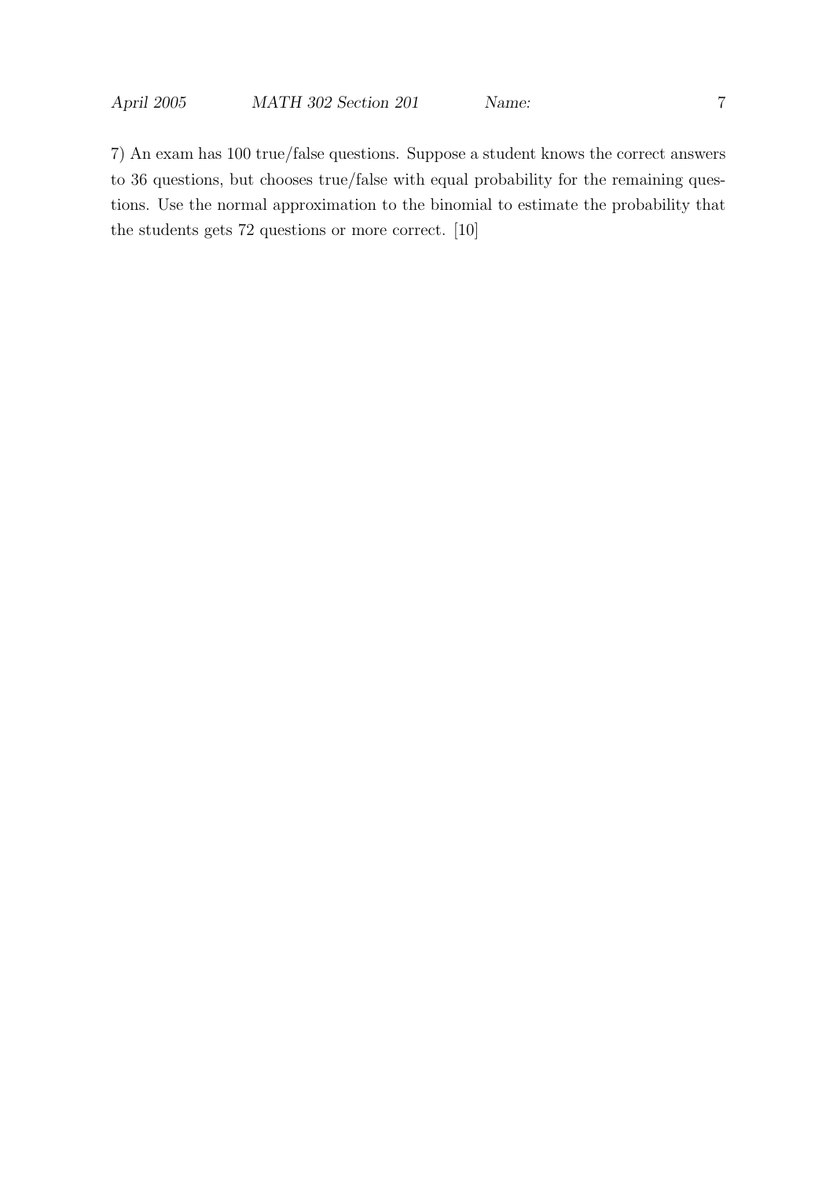7) An exam has 100 true/false questions. Suppose a student knows the correct answers to 36 questions, but chooses true/false with equal probability for the remaining questions. Use the normal approximation to the binomial to estimate the probability that the students gets 72 questions or more correct. [10]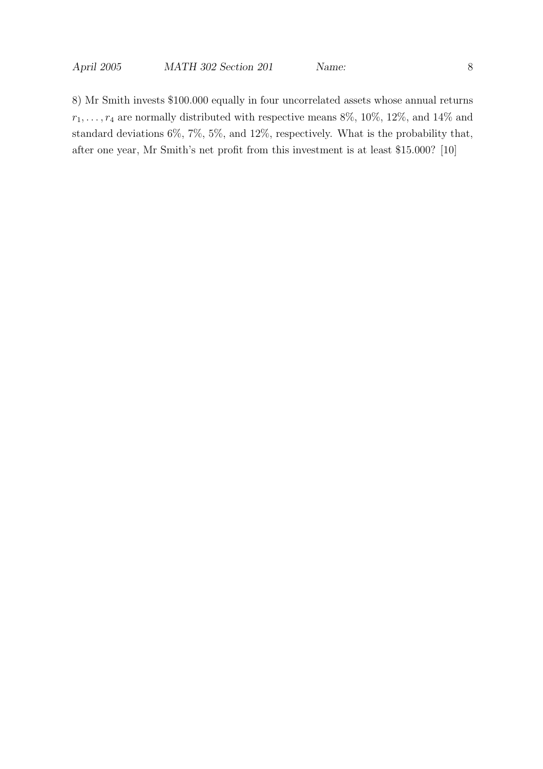8) Mr Smith invests \$100.000 equally in four uncorrelated assets whose annual returns $r_1, \ldots, r_4$ are normally distributed with respective means 8%, 10%, 12%, and 14% and standard deviations 6%, 7%, 5%, and 12%, respectively. What is the probability that, after one year, Mr Smith's net profit from this investment is at least \$15.000? [10]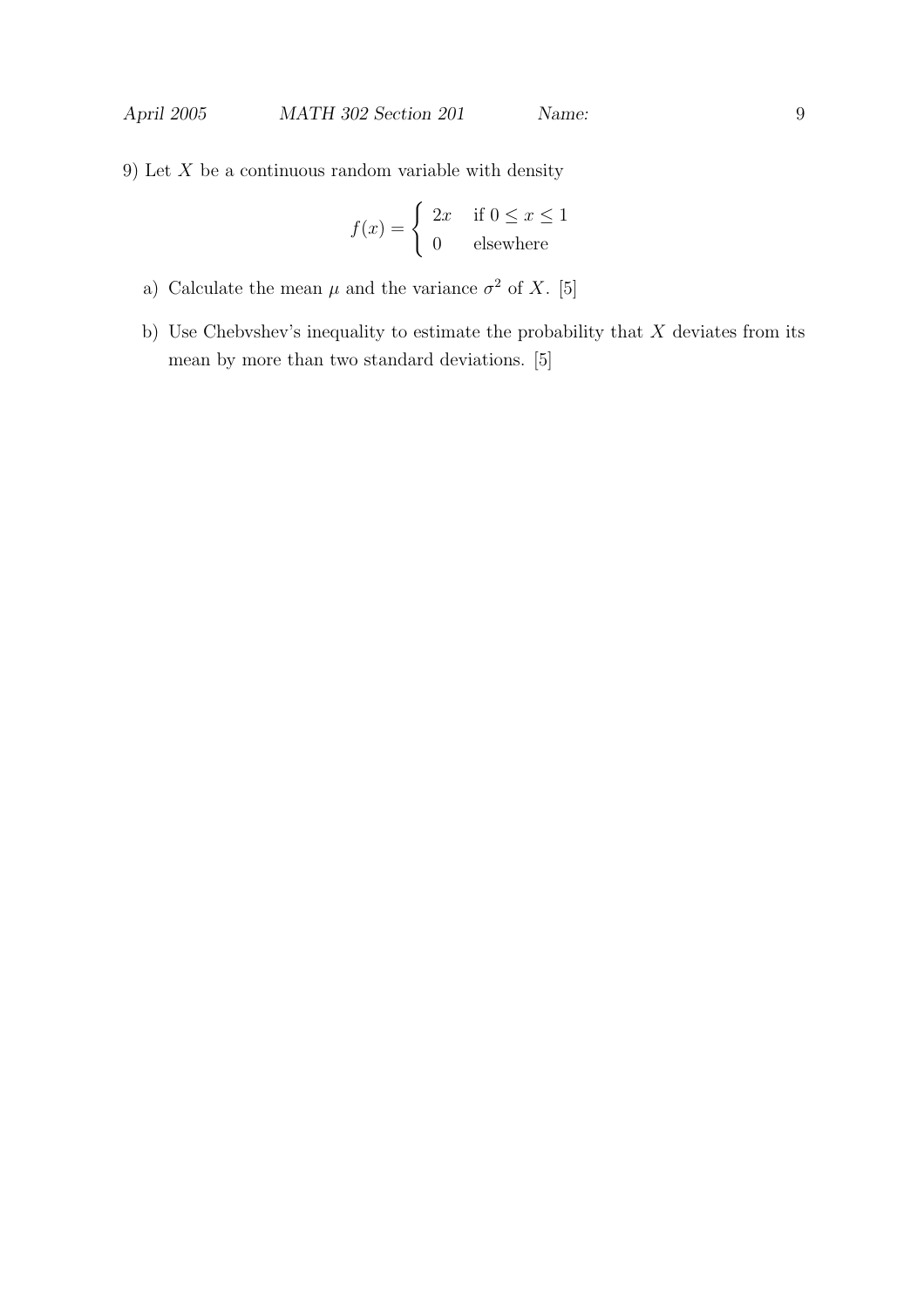9) Let $X$ be a continuous random variable with density

$$f(x) = \begin{cases} 2x & \text{if } 0 \leq x \leq 1 \\ 0 & \text{elsewhere} \end{cases}$$

a) Calculate the mean $\mu$ and the variance $\sigma^2$ of $X$. [5]

b) Use Chebvshev's inequality to estimate the probability that $X$ deviates from its mean by more than two standard deviations. [5]